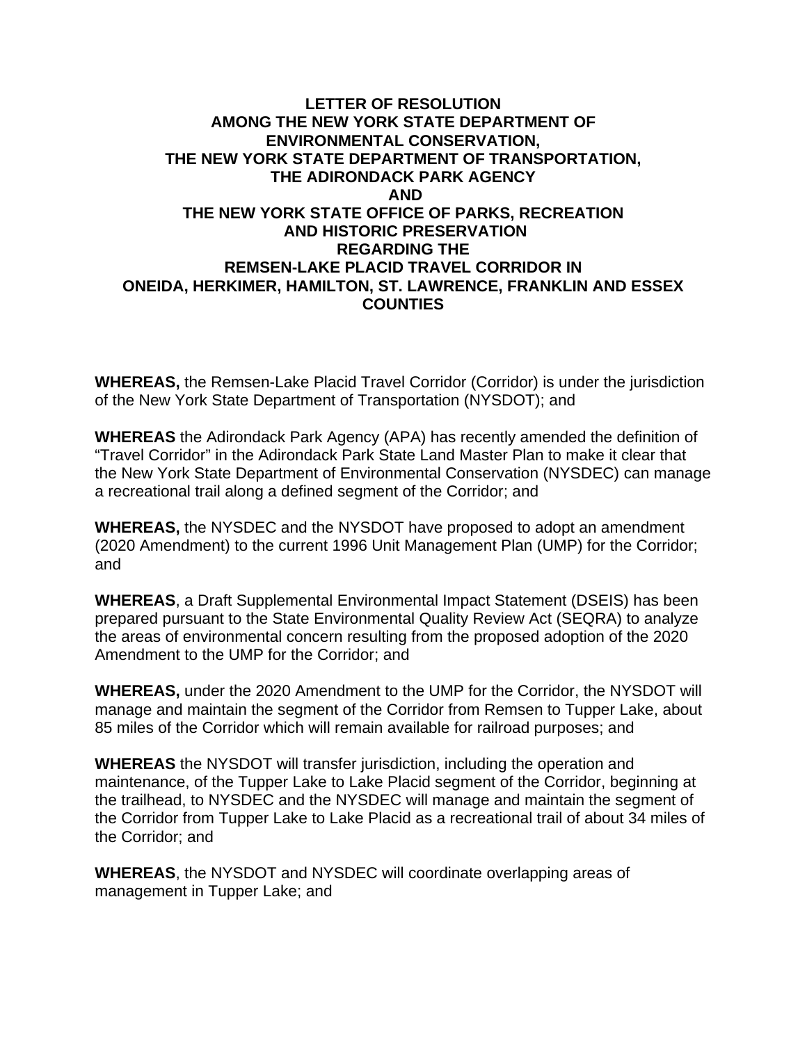**LETTER OF RESOLUTION**
**AMONG THE NEW YORK STATE DEPARTMENT OF ENVIRONMENTAL CONSERVATION,**
**THE NEW YORK STATE DEPARTMENT OF TRANSPORTATION,**
**THE ADIRONDACK PARK AGENCY**
**AND**
**THE NEW YORK STATE OFFICE OF PARKS, RECREATION AND HISTORIC PRESERVATION**
**REGARDING THE**
**REMSEN-LAKE PLACID TRAVEL CORRIDOR IN ONEIDA, HERKIMER, HAMILTON, ST. LAWRENCE, FRANKLIN AND ESSEX COUNTIES**

**WHEREAS,** the Remsen-Lake Placid Travel Corridor (Corridor) is under the jurisdiction of the New York State Department of Transportation (NYSDOT); and

**WHEREAS** the Adirondack Park Agency (APA) has recently amended the definition of "Travel Corridor" in the Adirondack Park State Land Master Plan to make it clear that the New York State Department of Environmental Conservation (NYSDEC) can manage a recreational trail along a defined segment of the Corridor; and

**WHEREAS,** the NYSDEC and the NYSDOT have proposed to adopt an amendment (2020 Amendment) to the current 1996 Unit Management Plan (UMP) for the Corridor; and

**WHEREAS**, a Draft Supplemental Environmental Impact Statement (DSEIS) has been prepared pursuant to the State Environmental Quality Review Act (SEQRA) to analyze the areas of environmental concern resulting from the proposed adoption of the 2020 Amendment to the UMP for the Corridor; and

**WHEREAS,** under the 2020 Amendment to the UMP for the Corridor, the NYSDOT will manage and maintain the segment of the Corridor from Remsen to Tupper Lake, about 85 miles of the Corridor which will remain available for railroad purposes; and

**WHEREAS** the NYSDOT will transfer jurisdiction, including the operation and maintenance, of the Tupper Lake to Lake Placid segment of the Corridor, beginning at the trailhead, to NYSDEC and the NYSDEC will manage and maintain the segment of the Corridor from Tupper Lake to Lake Placid as a recreational trail of about 34 miles of the Corridor; and

**WHEREAS**, the NYSDOT and NYSDEC will coordinate overlapping areas of management in Tupper Lake; and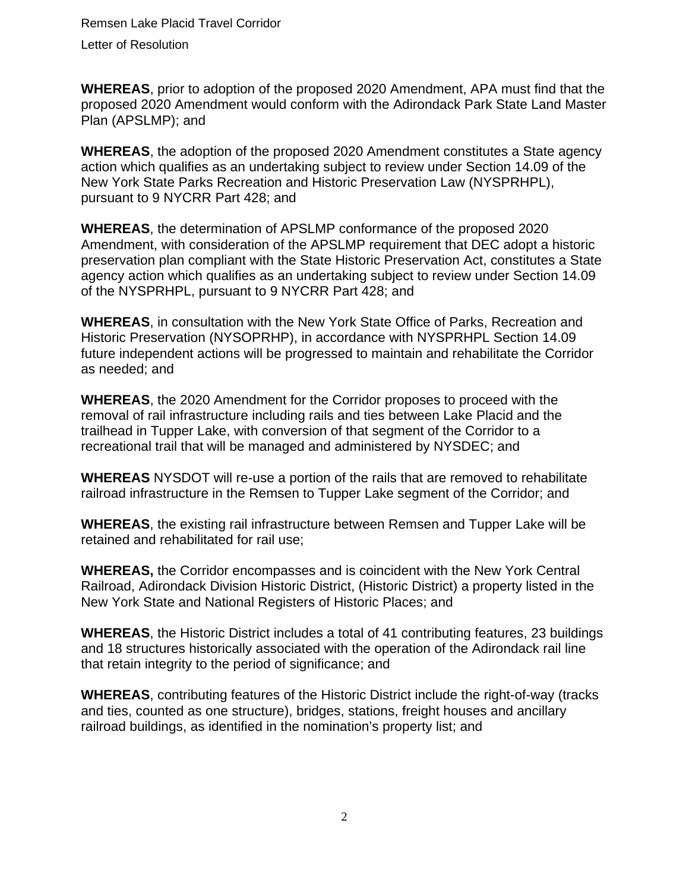**WHEREAS**, prior to adoption of the proposed 2020 Amendment, APA must find that the proposed 2020 Amendment would conform with the Adirondack Park State Land Master Plan (APSLMP); and

**WHEREAS**, the adoption of the proposed 2020 Amendment constitutes a State agency action which qualifies as an undertaking subject to review under Section 14.09 of the New York State Parks Recreation and Historic Preservation Law (NYSPRHPL), pursuant to 9 NYCRR Part 428; and

**WHEREAS**, the determination of APSLMP conformance of the proposed 2020 Amendment, with consideration of the APSLMP requirement that DEC adopt a historic preservation plan compliant with the State Historic Preservation Act, constitutes a State agency action which qualifies as an undertaking subject to review under Section 14.09 of the NYSPRHPL, pursuant to 9 NYCRR Part 428; and

**WHEREAS**, in consultation with the New York State Office of Parks, Recreation and Historic Preservation (NYSOPRHP), in accordance with NYSPRHPL Section 14.09 future independent actions will be progressed to maintain and rehabilitate the Corridor as needed; and

**WHEREAS**, the 2020 Amendment for the Corridor proposes to proceed with the removal of rail infrastructure including rails and ties between Lake Placid and the trailhead in Tupper Lake, with conversion of that segment of the Corridor to a recreational trail that will be managed and administered by NYSDEC; and

**WHEREAS** NYSDOT will re-use a portion of the rails that are removed to rehabilitate railroad infrastructure in the Remsen to Tupper Lake segment of the Corridor; and

**WHEREAS**, the existing rail infrastructure between Remsen and Tupper Lake will be retained and rehabilitated for rail use;

**WHEREAS,** the Corridor encompasses and is coincident with the New York Central Railroad, Adirondack Division Historic District, (Historic District) a property listed in the New York State and National Registers of Historic Places; and

**WHEREAS**, the Historic District includes a total of 41 contributing features, 23 buildings and 18 structures historically associated with the operation of the Adirondack rail line that retain integrity to the period of significance; and

**WHEREAS**, contributing features of the Historic District include the right-of-way (tracks and ties, counted as one structure), bridges, stations, freight houses and ancillary railroad buildings, as identified in the nomination's property list; and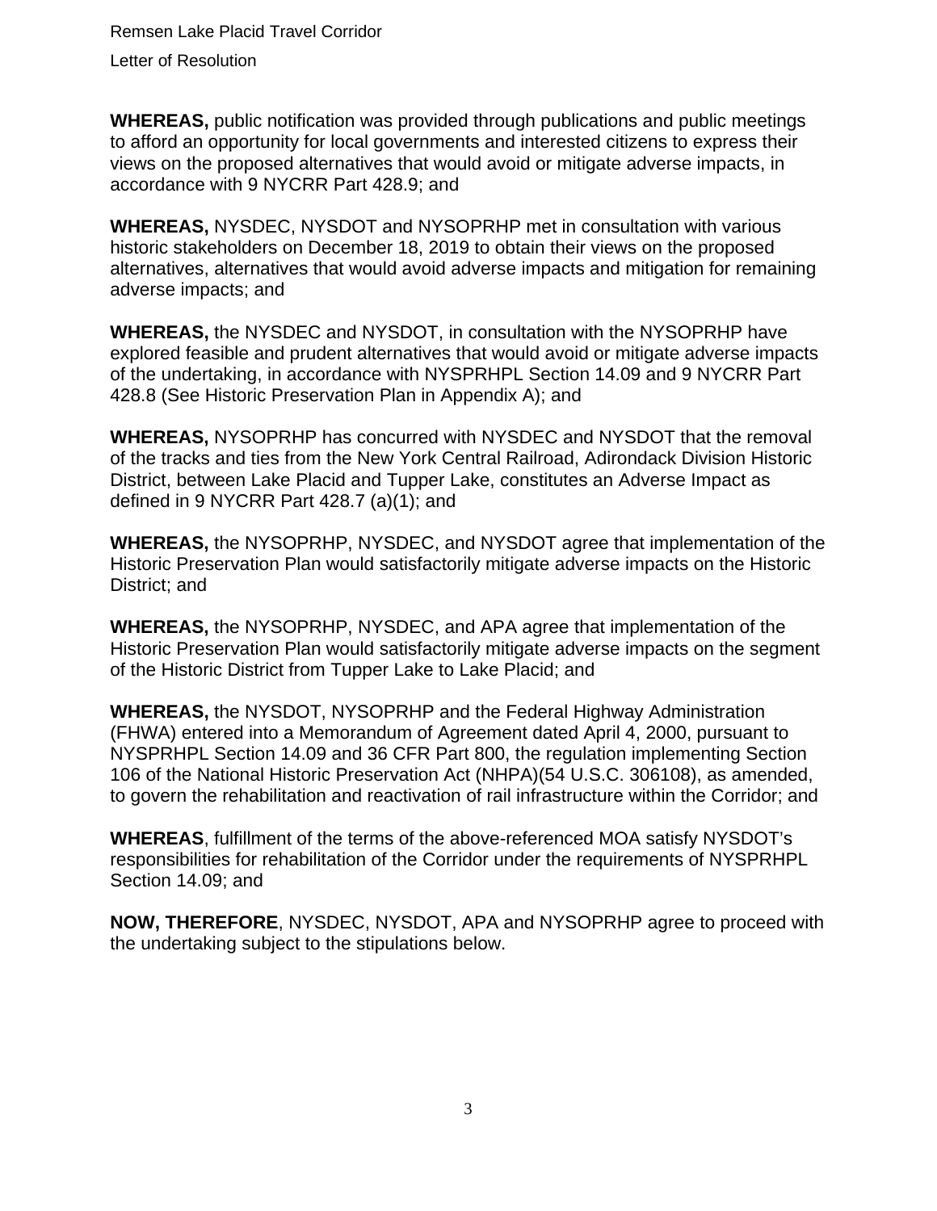**WHEREAS,** public notification was provided through publications and public meetings to afford an opportunity for local governments and interested citizens to express their views on the proposed alternatives that would avoid or mitigate adverse impacts, in accordance with 9 NYCRR Part 428.9; and

**WHEREAS,** NYSDEC, NYSDOT and NYSOPRHP met in consultation with various historic stakeholders on December 18, 2019 to obtain their views on the proposed alternatives, alternatives that would avoid adverse impacts and mitigation for remaining adverse impacts; and

**WHEREAS,** the NYSDEC and NYSDOT, in consultation with the NYSOPRHP have explored feasible and prudent alternatives that would avoid or mitigate adverse impacts of the undertaking, in accordance with NYSPRHPL Section 14.09 and 9 NYCRR Part 428.8 (See Historic Preservation Plan in Appendix A); and

**WHEREAS,** NYSOPRHP has concurred with NYSDEC and NYSDOT that the removal of the tracks and ties from the New York Central Railroad, Adirondack Division Historic District, between Lake Placid and Tupper Lake, constitutes an Adverse Impact as defined in 9 NYCRR Part 428.7 (a)(1); and

**WHEREAS,** the NYSOPRHP, NYSDEC, and NYSDOT agree that implementation of the Historic Preservation Plan would satisfactorily mitigate adverse impacts on the Historic District; and

**WHEREAS,** the NYSOPRHP, NYSDEC, and APA agree that implementation of the Historic Preservation Plan would satisfactorily mitigate adverse impacts on the segment of the Historic District from Tupper Lake to Lake Placid; and

**WHEREAS,** the NYSDOT, NYSOPRHP and the Federal Highway Administration (FHWA) entered into a Memorandum of Agreement dated April 4, 2000, pursuant to NYSPRHPL Section 14.09 and 36 CFR Part 800, the regulation implementing Section 106 of the National Historic Preservation Act (NHPA)(54 U.S.C. 306108), as amended, to govern the rehabilitation and reactivation of rail infrastructure within the Corridor; and

**WHEREAS**, fulfillment of the terms of the above-referenced MOA satisfy NYSDOT's responsibilities for rehabilitation of the Corridor under the requirements of NYSPRHPL Section 14.09; and

**NOW, THEREFORE**, NYSDEC, NYSDOT, APA and NYSOPRHP agree to proceed with the undertaking subject to the stipulations below.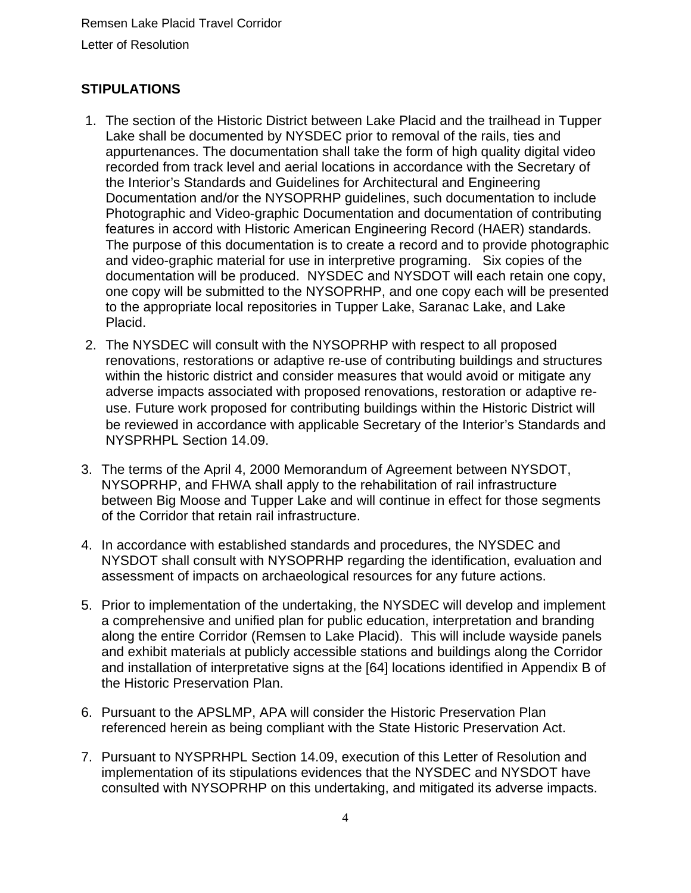## STIPULATIONS

1. The section of the Historic District between Lake Placid and the trailhead in Tupper Lake shall be documented by NYSDEC prior to removal of the rails, ties and appurtenances. The documentation shall take the form of high quality digital video recorded from track level and aerial locations in accordance with the Secretary of the Interior's Standards and Guidelines for Architectural and Engineering Documentation and/or the NYSOPRHP guidelines, such documentation to include Photographic and Video-graphic Documentation and documentation of contributing features in accord with Historic American Engineering Record (HAER) standards. The purpose of this documentation is to create a record and to provide photographic and video-graphic material for use in interpretive programing. Six copies of the documentation will be produced. NYSDEC and NYSDOT will each retain one copy, one copy will be submitted to the NYSOPRHP, and one copy each will be presented to the appropriate local repositories in Tupper Lake, Saranac Lake, and Lake Placid.
2. The NYSDEC will consult with the NYSOPRHP with respect to all proposed renovations, restorations or adaptive re-use of contributing buildings and structures within the historic district and consider measures that would avoid or mitigate any adverse impacts associated with proposed renovations, restoration or adaptive re-use. Future work proposed for contributing buildings within the Historic District will be reviewed in accordance with applicable Secretary of the Interior's Standards and NYSPRHPL Section 14.09.
3. The terms of the April 4, 2000 Memorandum of Agreement between NYSDOT, NYSOPRHP, and FHWA shall apply to the rehabilitation of rail infrastructure between Big Moose and Tupper Lake and will continue in effect for those segments of the Corridor that retain rail infrastructure.
4. In accordance with established standards and procedures, the NYSDEC and NYSDOT shall consult with NYSOPRHP regarding the identification, evaluation and assessment of impacts on archaeological resources for any future actions.
5. Prior to implementation of the undertaking, the NYSDEC will develop and implement a comprehensive and unified plan for public education, interpretation and branding along the entire Corridor (Remsen to Lake Placid). This will include wayside panels and exhibit materials at publicly accessible stations and buildings along the Corridor and installation of interpretative signs at the [64] locations identified in Appendix B of the Historic Preservation Plan.
6. Pursuant to the APSLMP, APA will consider the Historic Preservation Plan referenced herein as being compliant with the State Historic Preservation Act.
7. Pursuant to NYSPRHPL Section 14.09, execution of this Letter of Resolution and implementation of its stipulations evidences that the NYSDEC and NYSDOT have consulted with NYSOPRHP on this undertaking, and mitigated its adverse impacts.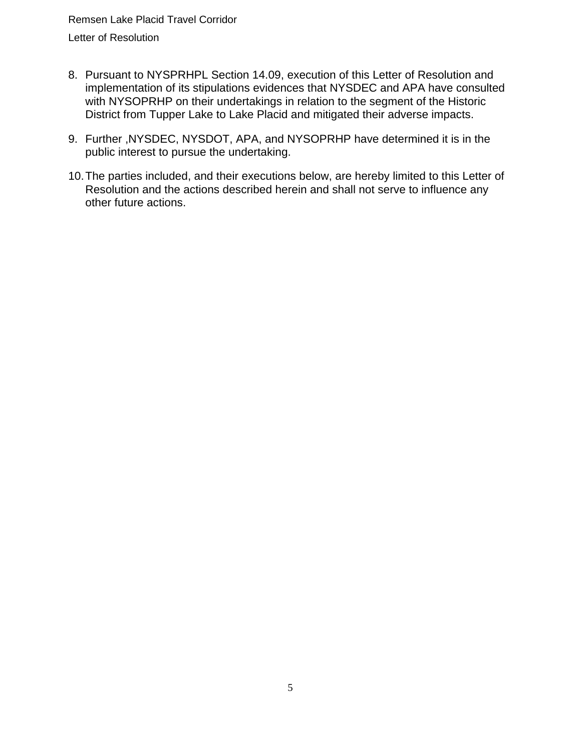8. Pursuant to NYSPRHPL Section 14.09, execution of this Letter of Resolution and implementation of its stipulations evidences that NYSDEC and APA have consulted with NYSOPRHP on their undertakings in relation to the segment of the Historic District from Tupper Lake to Lake Placid and mitigated their adverse impacts.

9. Further ,NYSDEC, NYSDOT, APA, and NYSOPRHP have determined it is in the public interest to pursue the undertaking.

10. The parties included, and their executions below, are hereby limited to this Letter of Resolution and the actions described herein and shall not serve to influence any other future actions.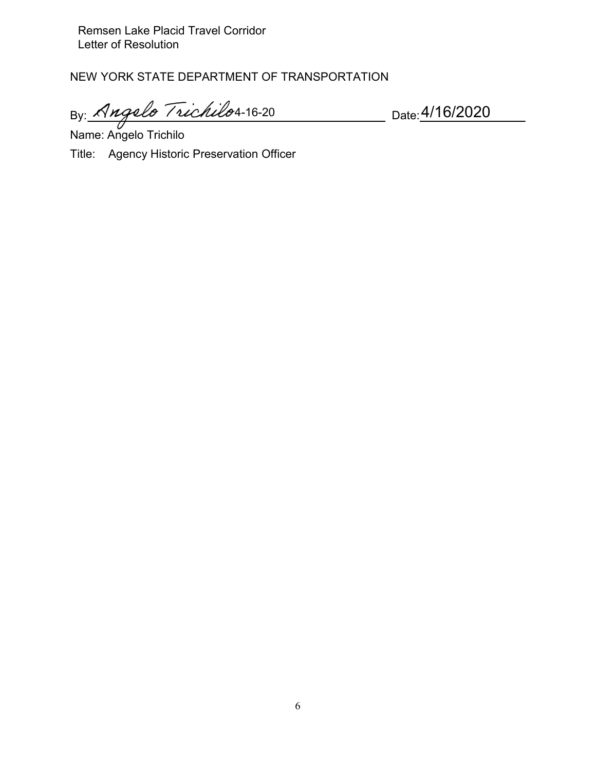Remsen Lake Placid Travel Corridor
Letter of Resolution

NEW YORK STATE DEPARTMENT OF TRANSPORTATION

By: Angelo Trichilo 4-16-20 Date: 4/16/2020

Name: Angelo Trichilo

Title: Agency Historic Preservation Officer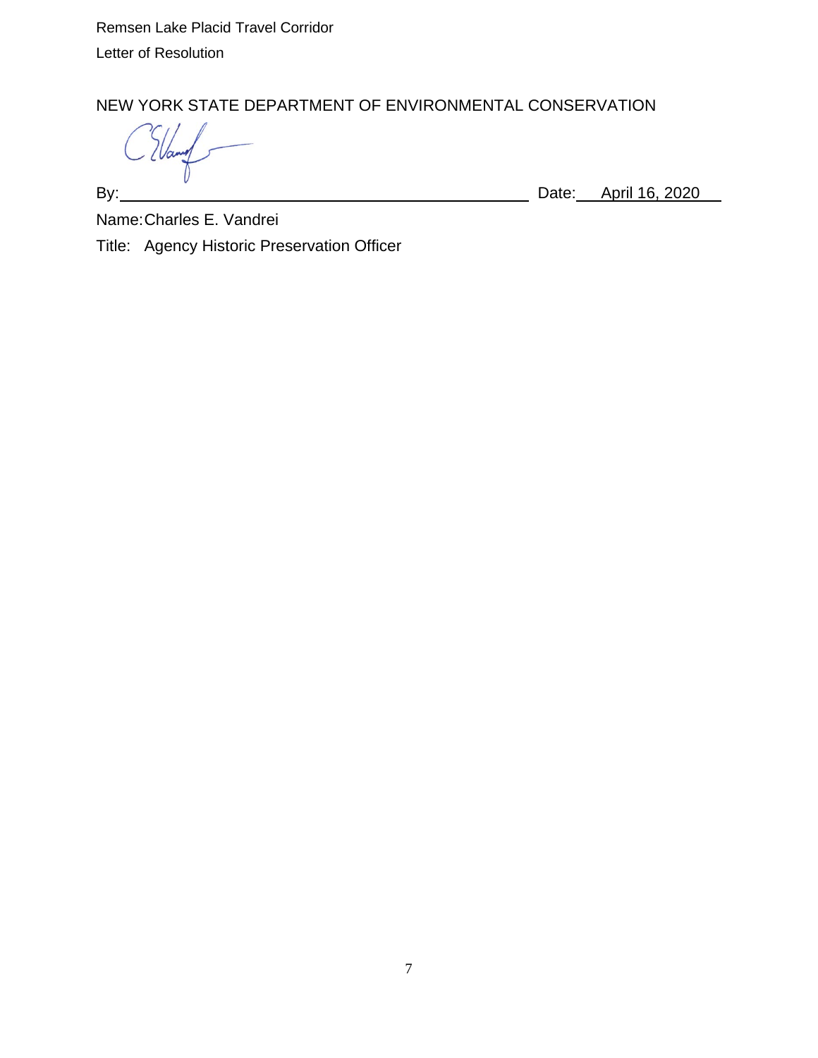Remsen Lake Placid Travel Corridor

Letter of Resolution

NEW YORK STATE DEPARTMENT OF ENVIRONMENTAL CONSERVATION

By:\_\_\_\_\_\_\_\_\_\_\_\_\_\_\_\_\_\_\_\_\_\_\_\_\_\_\_\_\_\_\_\_\_\_\_\_\_\_\_\_\_\_\_\_ Date: April 16, 2020

Name: Charles E. Vandrei

Title: Agency Historic Preservation Officer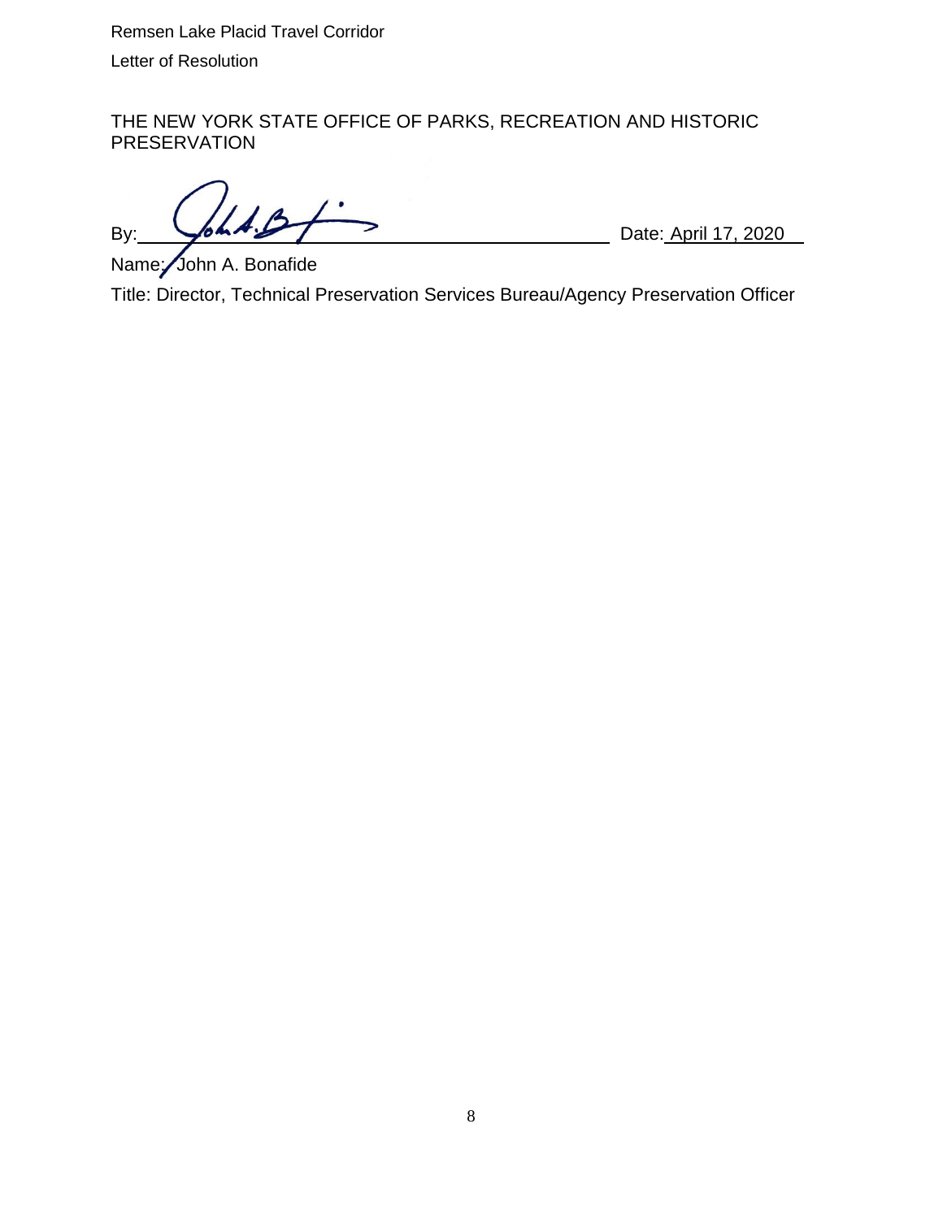Remsen Lake Placid Travel Corridor

Letter of Resolution

THE NEW YORK STATE OFFICE OF PARKS, RECREATION AND HISTORIC PRESERVATION

By: ______________________________ Date: April 17, 2020

Name: John A. Bonafide

Title: Director, Technical Preservation Services Bureau/Agency Preservation Officer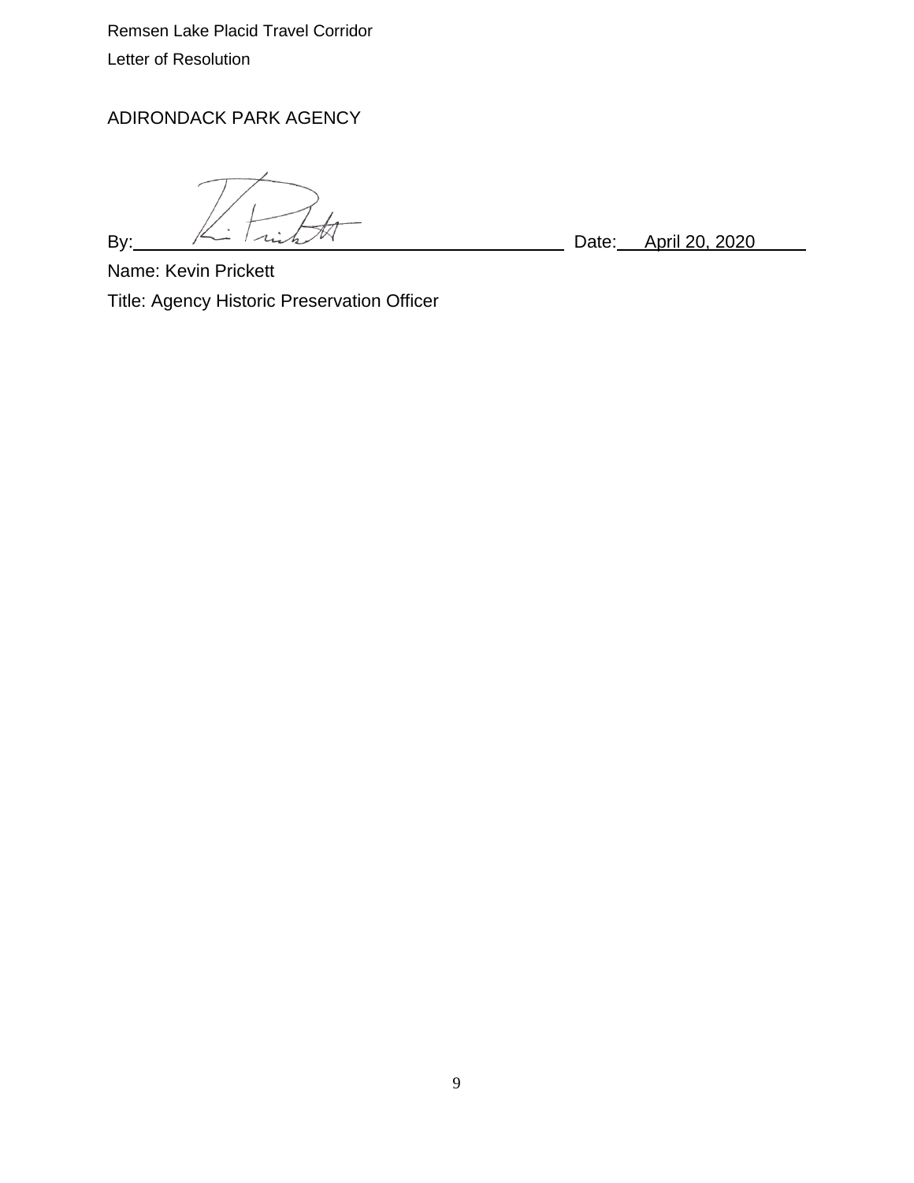ADIRONDACK PARK AGENCY

By: \_\_\_\_\_\_\_\_\_\_\_\_\_\_\_\_\_\_\_\_\_\_\_\_\_\_\_\_\_\_ Date: April 20, 2020

Name: Kevin Prickett

Title: Agency Historic Preservation Officer